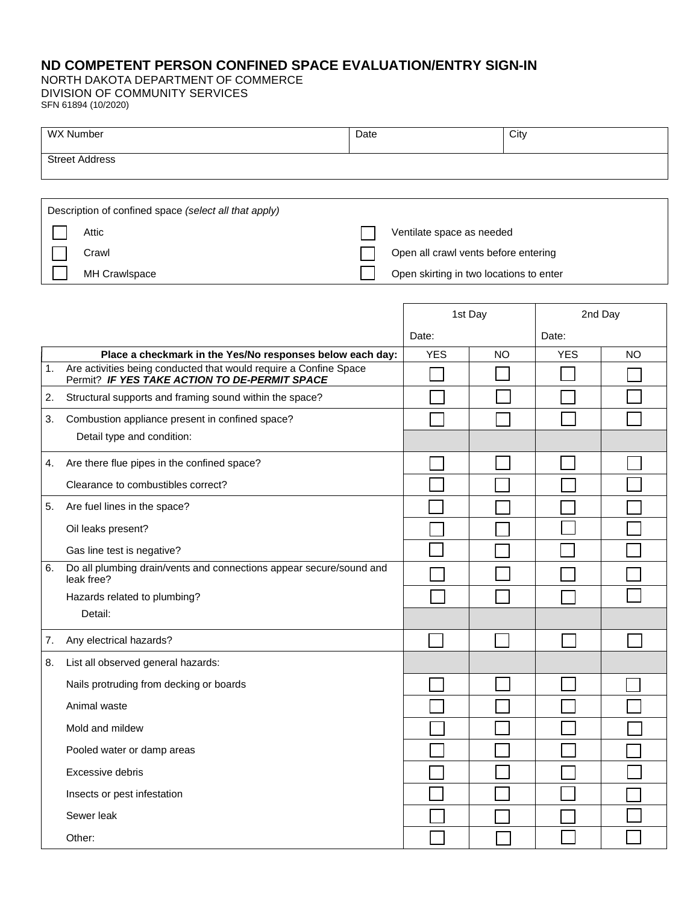# ND COMPETENT PERSON CONFINED SPACE EVALUATION/ENTRY SIGN-IN

NORTH DAKOTA DEPARTMENT OF COMMERCE
DIVISION OF COMMUNITY SERVICES
SFN 61894 (10/2020)

| WX Number | Date | City |
|---|---|---|
| Street Address | | |

| Description of confined space *(select all that apply)* | |
|---|---|
| ☐ Attic | ☐ Ventilate space as needed |
| ☐ Crawl | ☐ Open all crawl vents before entering |
| ☐ MH Crawlspace | ☐ Open skirting in two locations to enter |

| | | 1st Day | | 2nd Day | |
|---|---|---|---|---|---|
| | | Date: | | Date: | |
| | **Place a checkmark in the Yes/No responses below each day:** | YES | NO | YES | NO |
| 1. | Are activities being conducted that would require a Confine Space Permit? ***IF YES TAKE ACTION TO DE-PERMIT SPACE*** | ☐ | ☐ | ☐ | ☐ |
| 2. | Structural supports and framing sound within the space? | ☐ | ☐ | ☐ | ☐ |
| 3. | Combustion appliance present in confined space? | ☐ | ☐ | ☐ | ☐ |
| | Detail type and condition: | | | | |
| 4. | Are there flue pipes in the confined space? | ☐ | ☐ | ☐ | ☐ |
| | Clearance to combustibles correct? | ☐ | ☐ | ☐ | ☐ |
| 5. | Are fuel lines in the space? | ☐ | ☐ | ☐ | ☐ |
| | Oil leaks present? | ☐ | ☐ | ☐ | ☐ |
| | Gas line test is negative? | ☐ | ☐ | ☐ | ☐ |
| 6. | Do all plumbing drain/vents and connections appear secure/sound and leak free? | ☐ | ☐ | ☐ | ☐ |
| | Hazards related to plumbing? | ☐ | ☐ | ☐ | ☐ |
| | Detail: | | | | |
| 7. | Any electrical hazards? | ☐ | ☐ | ☐ | ☐ |
| 8. | List all observed general hazards: | | | | |
| | Nails protruding from decking or boards | ☐ | ☐ | ☐ | ☐ |
| | Animal waste | ☐ | ☐ | ☐ | ☐ |
| | Mold and mildew | ☐ | ☐ | ☐ | ☐ |
| | Pooled water or damp areas | ☐ | ☐ | ☐ | ☐ |
| | Excessive debris | ☐ | ☐ | ☐ | ☐ |
| | Insects or pest infestation | ☐ | ☐ | ☐ | ☐ |
| | Sewer leak | ☐ | ☐ | ☐ | ☐ |
| | Other: | ☐ | ☐ | ☐ | ☐ |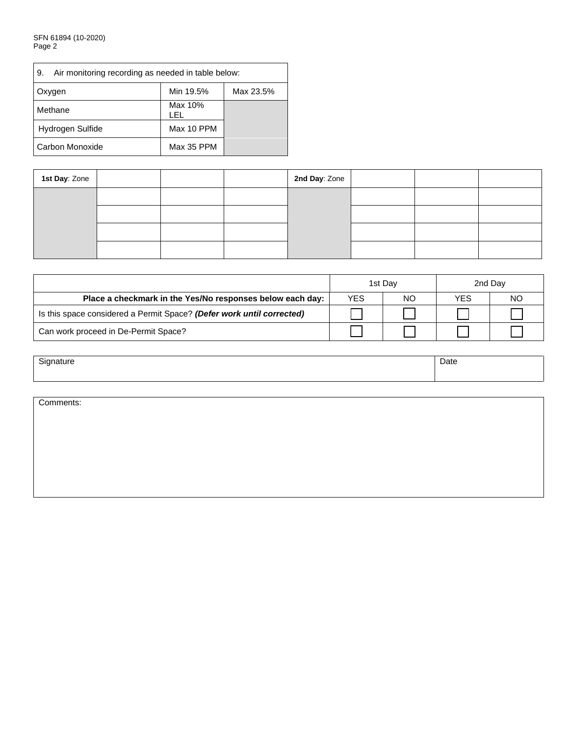SFN 61894 (10-2020)

| 9. Air monitoring recording as needed in table below: | | |
|---|---|---|
| Oxygen | Min 19.5% | Max 23.5% |
| Methane | Max 10% LEL | |
| Hydrogen Sulfide | Max 10 PPM | |
| Carbon Monoxide | Max 35 PPM | |

| **1st Day**: Zone | | | | **2nd Day**: Zone | | | |
|---|---|---|---|---|---|---|---|
| | | | | | | | |
| | | | | | | | |
| | | | | | | | |
| | | | | | | | |

| | 1st Day | | 2nd Day | |
|---|---|---|---|---|
| **Place a checkmark in the Yes/No responses below each day:** | YES | NO | YES | NO |
| Is this space considered a Permit Space? ***(Defer work until corrected)*** | ☐ | ☐ | ☐ | ☐ |
| Can work proceed in De-Permit Space? | ☐ | ☐ | ☐ | ☐ |

| Signature | Date |
|---|---|
| | |

Comments: